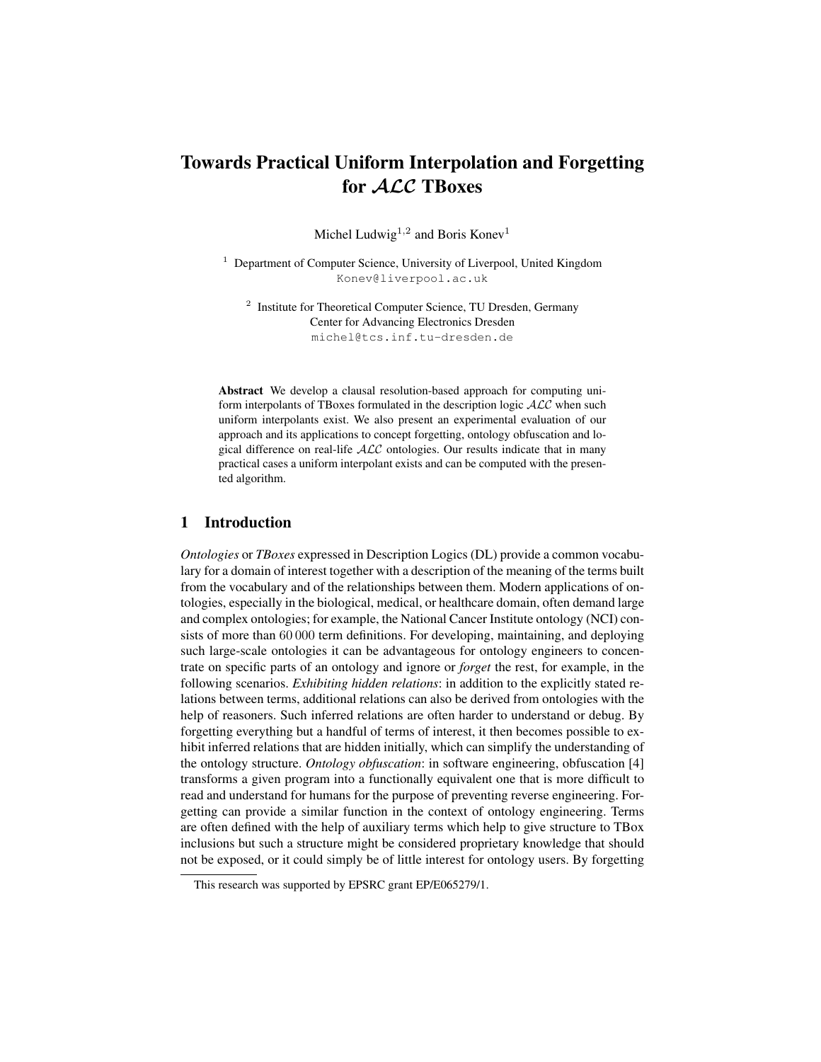# Towards Practical Uniform Interpolation and Forgetting for $\mathcal{ALC}$ TBoxes

Michel Ludwig[1,2] and Boris Konev[1]

[1] Department of Computer Science, University of Liverpool, United Kingdom
Konev@liverpool.ac.uk

[2] Institute for Theoretical Computer Science, TU Dresden, Germany
Center for Advancing Electronics Dresden
michel@tcs.inf.tu-dresden.de

**Abstract** We develop a clausal resolution-based approach for computing uniform interpolants of TBoxes formulated in the description logic $\mathcal{ALC}$ when such uniform interpolants exist. We also present an experimental evaluation of our approach and its applications to concept forgetting, ontology obfuscation and logical difference on real-life $\mathcal{ALC}$ ontologies. Our results indicate that in many practical cases a uniform interpolant exists and can be computed with the presented algorithm.

## 1 Introduction

*Ontologies* or *TBoxes* expressed in Description Logics (DL) provide a common vocabulary for a domain of interest together with a description of the meaning of the terms built from the vocabulary and of the relationships between them. Modern applications of ontologies, especially in the biological, medical, or healthcare domain, often demand large and complex ontologies; for example, the National Cancer Institute ontology (NCI) consists of more than 60 000 term definitions. For developing, maintaining, and deploying such large-scale ontologies it can be advantageous for ontology engineers to concentrate on specific parts of an ontology and ignore or *forget* the rest, for example, in the following scenarios. *Exhibiting hidden relations*: in addition to the explicitly stated relations between terms, additional relations can also be derived from ontologies with the help of reasoners. Such inferred relations are often harder to understand or debug. By forgetting everything but a handful of terms of interest, it then becomes possible to exhibit inferred relations that are hidden initially, which can simplify the understanding of the ontology structure. *Ontology obfuscation*: in software engineering, obfuscation [4] transforms a given program into a functionally equivalent one that is more difficult to read and understand for humans for the purpose of preventing reverse engineering. Forgetting can provide a similar function in the context of ontology engineering. Terms are often defined with the help of auxiliary terms which help to give structure to TBox inclusions but such a structure might be considered proprietary knowledge that should not be exposed, or it could simply be of little interest for ontology users. By forgetting

This research was supported by EPSRC grant EP/E065279/1.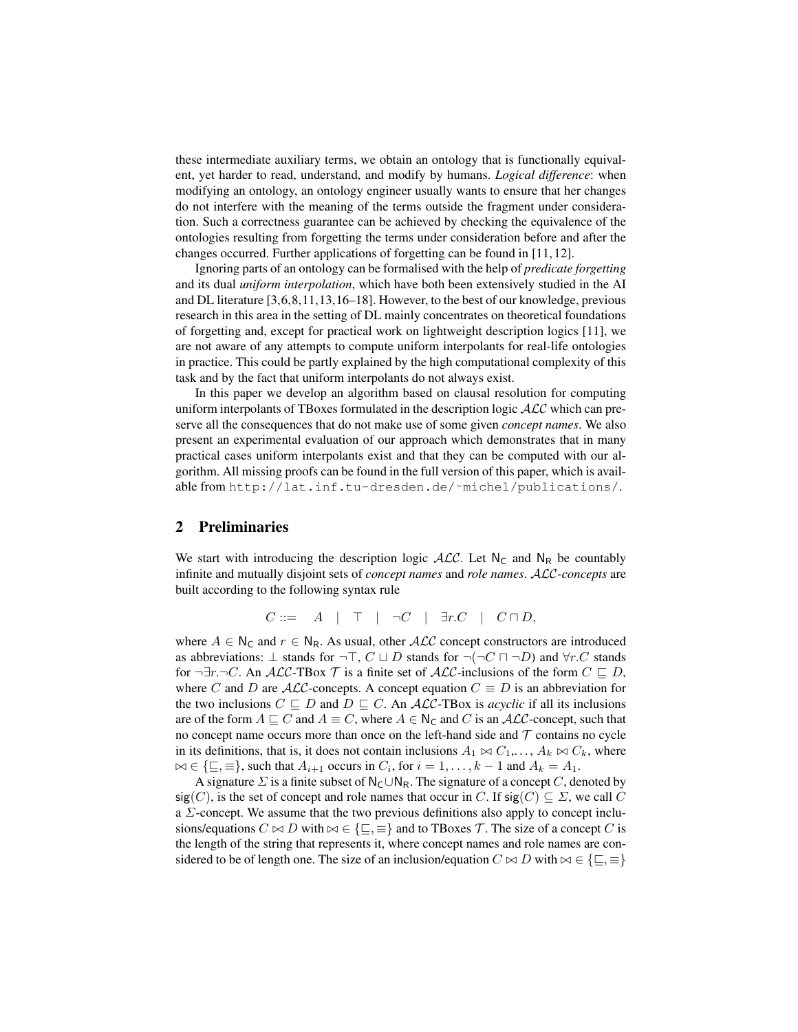these intermediate auxiliary terms, we obtain an ontology that is functionally equivalent, yet harder to read, understand, and modify by humans. *Logical difference*: when modifying an ontology, an ontology engineer usually wants to ensure that her changes do not interfere with the meaning of the terms outside the fragment under consideration. Such a correctness guarantee can be achieved by checking the equivalence of the ontologies resulting from forgetting the terms under consideration before and after the changes occurred. Further applications of forgetting can be found in [11, 12].

Ignoring parts of an ontology can be formalised with the help of *predicate forgetting* and its dual *uniform interpolation*, which have both been extensively studied in the AI and DL literature [3,6,8,11,13,16–18]. However, to the best of our knowledge, previous research in this area in the setting of DL mainly concentrates on theoretical foundations of forgetting and, except for practical work on lightweight description logics [11], we are not aware of any attempts to compute uniform interpolants for real-life ontologies in practice. This could be partly explained by the high computational complexity of this task and by the fact that uniform interpolants do not always exist.

In this paper we develop an algorithm based on clausal resolution for computing uniform interpolants of TBoxes formulated in the description logic $\mathcal{ALC}$ which can preserve all the consequences that do not make use of some given *concept names*. We also present an experimental evaluation of our approach which demonstrates that in many practical cases uniform interpolants exist and that they can be computed with our algorithm. All missing proofs can be found in the full version of this paper, which is available from `http://lat.inf.tu-dresden.de/~michel/publications/`.

## 2 Preliminaries

We start with introducing the description logic $\mathcal{ALC}$. Let $\mathsf{N_C}$ and $\mathsf{N_R}$ be countably infinite and mutually disjoint sets of *concept names* and *role names*. *$\mathcal{ALC}$-concepts* are built according to the following syntax rule

$$C ::= \quad A \quad | \quad \top \quad | \quad \neg C \quad | \quad \exists r.C \quad | \quad C \sqcap D,$$

where $A \in \mathsf{N_C}$ and $r \in \mathsf{N_R}$. As usual, other $\mathcal{ALC}$ concept constructors are introduced as abbreviations: $\bot$ stands for $\neg\top$, $C \sqcup D$ stands for $\neg(\neg C \sqcap \neg D)$ and $\forall r.C$ stands for $\neg\exists r.\neg C$. An $\mathcal{ALC}$-TBox $\mathcal{T}$ is a finite set of $\mathcal{ALC}$-inclusions of the form $C \sqsubseteq D$, where $C$ and $D$ are $\mathcal{ALC}$-concepts. A concept equation $C \equiv D$ is an abbreviation for the two inclusions $C \sqsubseteq D$ and $D \sqsubseteq C$. An $\mathcal{ALC}$-TBox is *acyclic* if all its inclusions are of the form $A \sqsubseteq C$ and $A \equiv C$, where $A \in \mathsf{N_C}$ and $C$ is an $\mathcal{ALC}$-concept, such that no concept name occurs more than once on the left-hand side and $\mathcal{T}$ contains no cycle in its definitions, that is, it does not contain inclusions $A_1 \bowtie C_1, \ldots, A_k \bowtie C_k$, where $\bowtie \in \{\sqsubseteq, \equiv\}$, such that $A_{i+1}$ occurs in $C_i$, for $i = 1, \ldots, k-1$ and $A_k = A_1$.

A signature $\Sigma$ is a finite subset of $\mathsf{N_C} \cup \mathsf{N_R}$. The signature of a concept $C$, denoted by $\mathsf{sig}(C)$, is the set of concept and role names that occur in $C$. If $\mathsf{sig}(C) \subseteq \Sigma$, we call $C$ a $\Sigma$-concept. We assume that the two previous definitions also apply to concept inclusions/equations $C \bowtie D$ with $\bowtie \in \{\sqsubseteq, \equiv\}$ and to TBoxes $\mathcal{T}$. The size of a concept $C$ is the length of the string that represents it, where concept names and role names are considered to be of length one. The size of an inclusion/equation $C \bowtie D$ with $\bowtie \in \{\sqsubseteq, \equiv\}$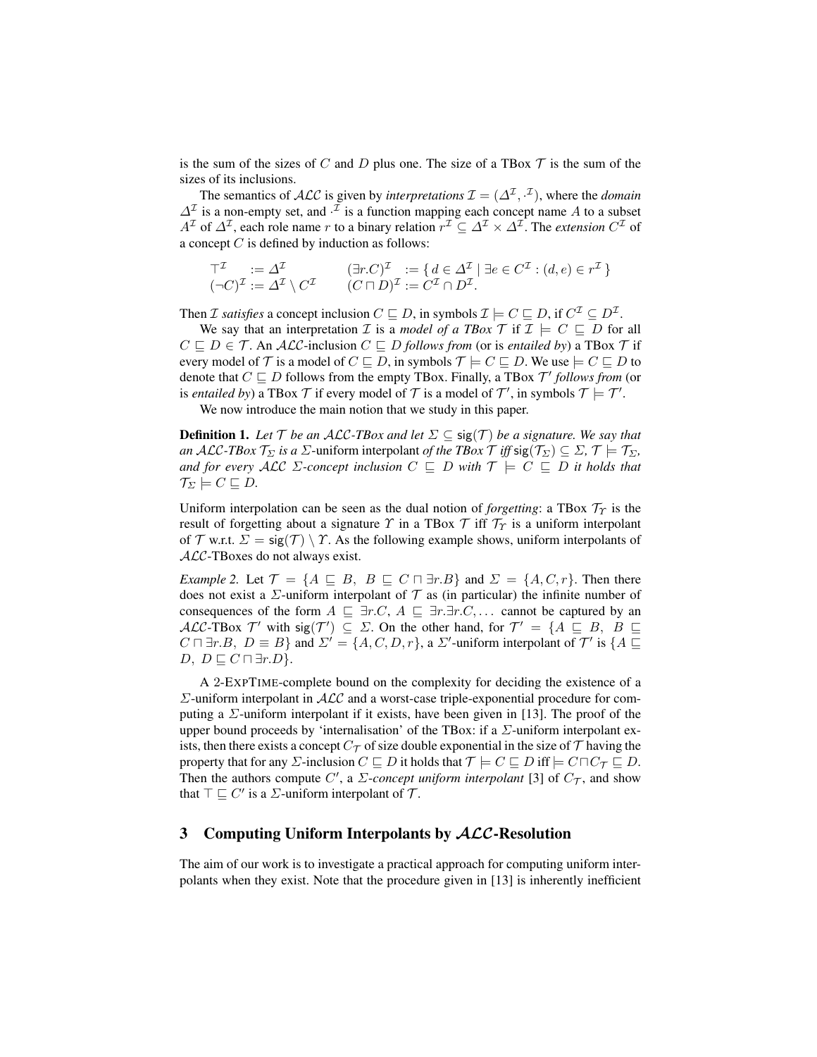is the sum of the sizes of $C$ and $D$ plus one. The size of a TBox $\mathcal{T}$ is the sum of the sizes of its inclusions.

The semantics of $\mathcal{ALC}$ is given by *interpretations* $\mathcal{I} = (\Delta^{\mathcal{I}}, \cdot^{\mathcal{I}})$, where the *domain* $\Delta^{\mathcal{I}}$ is a non-empty set, and $\cdot^{\mathcal{I}}$ is a function mapping each concept name $A$ to a subset $A^{\mathcal{I}}$ of $\Delta^{\mathcal{I}}$, each role name $r$ to a binary relation $r^{\mathcal{I}} \subseteq \Delta^{\mathcal{I}} \times \Delta^{\mathcal{I}}$. The *extension* $C^{\mathcal{I}}$ of a concept $C$ is defined by induction as follows:

$$
\begin{array}{llll}
\top^{\mathcal{I}} & := \Delta^{\mathcal{I}} & (\exists r.C)^{\mathcal{I}} & := \{\, d \in \Delta^{\mathcal{I}} \mid \exists e \in C^{\mathcal{I}} : (d, e) \in r^{\mathcal{I}} \,\} \\
(\neg C)^{\mathcal{I}} & := \Delta^{\mathcal{I}} \setminus C^{\mathcal{I}} & (C \sqcap D)^{\mathcal{I}} & := C^{\mathcal{I}} \cap D^{\mathcal{I}}.
\end{array}
$$

Then $\mathcal{I}$ *satisfies* a concept inclusion $C \sqsubseteq D$, in symbols $\mathcal{I} \models C \sqsubseteq D$, if $C^{\mathcal{I}} \subseteq D^{\mathcal{I}}$.

We say that an interpretation $\mathcal{I}$ is a *model of a TBox* $\mathcal{T}$ if $\mathcal{I} \models C \sqsubseteq D$ for all $C \sqsubseteq D \in \mathcal{T}$. An $\mathcal{ALC}$-inclusion $C \sqsubseteq D$ *follows from* (or is *entailed by*) a TBox $\mathcal{T}$ if every model of $\mathcal{T}$ is a model of $C \sqsubseteq D$, in symbols $\mathcal{T} \models C \sqsubseteq D$. We use $\models C \sqsubseteq D$ to denote that $C \sqsubseteq D$ follows from the empty TBox. Finally, a TBox $\mathcal{T}'$ *follows from* (or is *entailed by*) a TBox $\mathcal{T}$ if every model of $\mathcal{T}$ is a model of $\mathcal{T}'$, in symbols $\mathcal{T} \models \mathcal{T}'$.

We now introduce the main notion that we study in this paper.

**Definition 1.** *Let $\mathcal{T}$ be an $\mathcal{ALC}$-TBox and let $\Sigma \subseteq \mathsf{sig}(\mathcal{T})$ be a signature. We say that an $\mathcal{ALC}$-TBox $\mathcal{T}_\Sigma$ is a* $\Sigma$-uniform interpolant *of the TBox $\mathcal{T}$ iff $\mathsf{sig}(\mathcal{T}_\Sigma) \subseteq \Sigma$, $\mathcal{T} \models \mathcal{T}_\Sigma$, and for every $\mathcal{ALC}$ $\Sigma$-concept inclusion $C \sqsubseteq D$ with $\mathcal{T} \models C \sqsubseteq D$ it holds that $\mathcal{T}_\Sigma \models C \sqsubseteq D$.*

Uniform interpolation can be seen as the dual notion of *forgetting*: a TBox $\mathcal{T}_\Upsilon$ is the result of forgetting about a signature $\Upsilon$ in a TBox $\mathcal{T}$ iff $\mathcal{T}_\Upsilon$ is a uniform interpolant of $\mathcal{T}$ w.r.t. $\Sigma = \mathsf{sig}(\mathcal{T}) \setminus \Upsilon$. As the following example shows, uniform interpolants of $\mathcal{ALC}$-TBoxes do not always exist.

*Example 2.* Let $\mathcal{T} = \{A \sqsubseteq B,\ B \sqsubseteq C \sqcap \exists r.B\}$ and $\Sigma = \{A, C, r\}$. Then there does not exist a $\Sigma$-uniform interpolant of $\mathcal{T}$ as (in particular) the infinite number of consequences of the form $A \sqsubseteq \exists r.C$, $A \sqsubseteq \exists r.\exists r.C, \ldots$ cannot be captured by an $\mathcal{ALC}$-TBox $\mathcal{T}'$ with $\mathsf{sig}(\mathcal{T}') \subseteq \Sigma$. On the other hand, for $\mathcal{T}' = \{A \sqsubseteq B,\ B \sqsubseteq C \sqcap \exists r.B,\ D \equiv B\}$ and $\Sigma' = \{A, C, D, r\}$, a $\Sigma'$-uniform interpolant of $\mathcal{T}'$ is $\{A \sqsubseteq D,\ D \sqsubseteq C \sqcap \exists r.D\}$.

A 2-ExpTime-complete bound on the complexity for deciding the existence of a $\Sigma$-uniform interpolant in $\mathcal{ALC}$ and a worst-case triple-exponential procedure for computing a $\Sigma$-uniform interpolant if it exists, have been given in [13]. The proof of the upper bound proceeds by 'internalisation' of the TBox: if a $\Sigma$-uniform interpolant exists, then there exists a concept $C_{\mathcal{T}}$ of size double exponential in the size of $\mathcal{T}$ having the property that for any $\Sigma$-inclusion $C \sqsubseteq D$ it holds that $\mathcal{T} \models C \sqsubseteq D$ iff $\models C \sqcap C_{\mathcal{T}} \sqsubseteq D$. Then the authors compute $C'$, a *$\Sigma$-concept uniform interpolant* [3] of $C_{\mathcal{T}}$, and show that $\top \sqsubseteq C'$ is a $\Sigma$-uniform interpolant of $\mathcal{T}$.

## 3 Computing Uniform Interpolants by $\mathcal{ALC}$-Resolution

The aim of our work is to investigate a practical approach for computing uniform interpolants when they exist. Note that the procedure given in [13] is inherently inefficient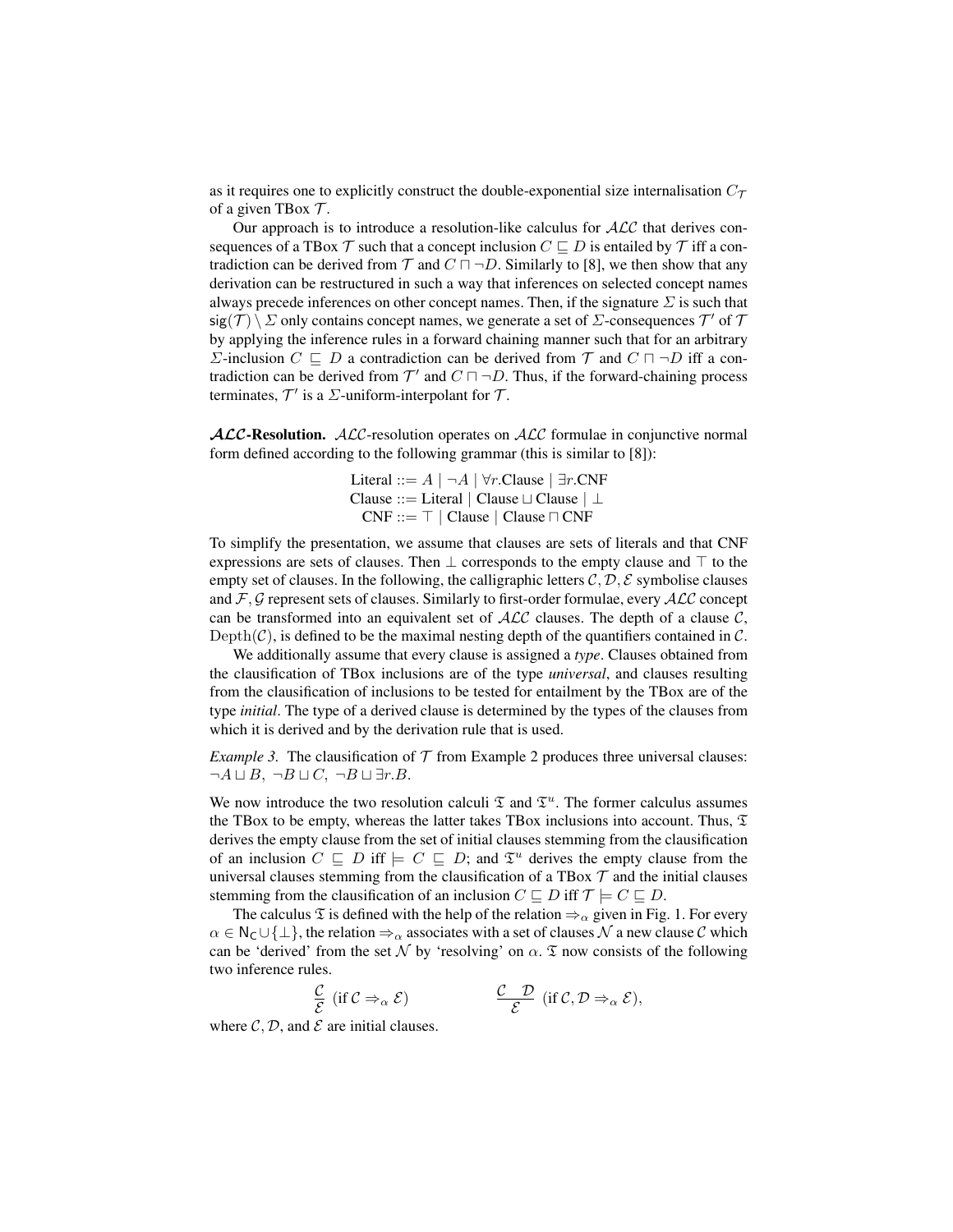as it requires one to explicitly construct the double-exponential size internalisation $C_{\mathcal{T}}$ of a given TBox $\mathcal{T}$.

Our approach is to introduce a resolution-like calculus for $\mathcal{ALC}$ that derives consequences of a TBox $\mathcal{T}$ such that a concept inclusion $C \sqsubseteq D$ is entailed by $\mathcal{T}$ iff a contradiction can be derived from $\mathcal{T}$ and $C \sqcap \neg D$. Similarly to [8], we then show that any derivation can be restructured in such a way that inferences on selected concept names always precede inferences on other concept names. Then, if the signature $\Sigma$ is such that $\mathsf{sig}(\mathcal{T}) \setminus \Sigma$ only contains concept names, we generate a set of $\Sigma$-consequences $\mathcal{T}'$ of $\mathcal{T}$ by applying the inference rules in a forward chaining manner such that for an arbitrary $\Sigma$-inclusion $C \sqsubseteq D$ a contradiction can be derived from $\mathcal{T}$ and $C \sqcap \neg D$ iff a contradiction can be derived from $\mathcal{T}'$ and $C \sqcap \neg D$. Thus, if the forward-chaining process terminates, $\mathcal{T}'$ is a $\Sigma$-uniform-interpolant for $\mathcal{T}$.

**$\mathcal{ALC}$-Resolution.** $\mathcal{ALC}$-resolution operates on $\mathcal{ALC}$ formulae in conjunctive normal form defined according to the following grammar (this is similar to [8]):

$$
\begin{aligned}
\text{Literal} &::= A \mid \neg A \mid \forall r.\text{Clause} \mid \exists r.\text{CNF} \\
\text{Clause} &::= \text{Literal} \mid \text{Clause} \sqcup \text{Clause} \mid \bot \\
\text{CNF} &::= \top \mid \text{Clause} \mid \text{Clause} \sqcap \text{CNF}
\end{aligned}
$$

To simplify the presentation, we assume that clauses are sets of literals and that CNF expressions are sets of clauses. Then $\bot$ corresponds to the empty clause and $\top$ to the empty set of clauses. In the following, the calligraphic letters $\mathcal{C}, \mathcal{D}, \mathcal{E}$ symbolise clauses and $\mathcal{F}, \mathcal{G}$ represent sets of clauses. Similarly to first-order formulae, every $\mathcal{ALC}$ concept can be transformed into an equivalent set of $\mathcal{ALC}$ clauses. The depth of a clause $\mathcal{C}$, $\mathrm{Depth}(\mathcal{C})$, is defined to be the maximal nesting depth of the quantifiers contained in $\mathcal{C}$.

We additionally assume that every clause is assigned a *type*. Clauses obtained from the classification of TBox inclusions are of the type *universal*, and clauses resulting from the classification of inclusions to be tested for entailment by the TBox are of the type *initial*. The type of a derived clause is determined by the types of the clauses from which it is derived and by the derivation rule that is used.

*Example 3.* The classification of $\mathcal{T}$ from Example 2 produces three universal clauses: $\neg A \sqcup B$, $\neg B \sqcup C$, $\neg B \sqcup \exists r.B$.

We now introduce the two resolution calculi $\mathfrak{T}$ and $\mathfrak{T}^u$. The former calculus assumes the TBox to be empty, whereas the latter takes TBox inclusions into account. Thus, $\mathfrak{T}$ derives the empty clause from the set of initial clauses stemming from the classification of an inclusion $C \sqsubseteq D$ iff $\models C \sqsubseteq D$; and $\mathfrak{T}^u$ derives the empty clause from the universal clauses stemming from the classification of a TBox $\mathcal{T}$ and the initial clauses stemming from the classification of an inclusion $C \sqsubseteq D$ iff $\mathcal{T} \models C \sqsubseteq D$.

The calculus $\mathfrak{T}$ is defined with the help of the relation $\Rightarrow_\alpha$ given in Fig. 1. For every $\alpha \in \mathsf{N_C} \cup \{\bot\}$, the relation $\Rightarrow_\alpha$ associates with a set of clauses $\mathcal{N}$ a new clause $\mathcal{C}$ which can be 'derived' from the set $\mathcal{N}$ by 'resolving' on $\alpha$. $\mathfrak{T}$ now consists of the following two inference rules.

$$
\frac{\mathcal{C}}{\mathcal{E}}\ (\text{if } \mathcal{C} \Rightarrow_\alpha \mathcal{E}) \qquad\qquad \frac{\mathcal{C} \quad \mathcal{D}}{\mathcal{E}}\ (\text{if } \mathcal{C}, \mathcal{D} \Rightarrow_\alpha \mathcal{E}),
$$

where $\mathcal{C}$, $\mathcal{D}$, and $\mathcal{E}$ are initial clauses.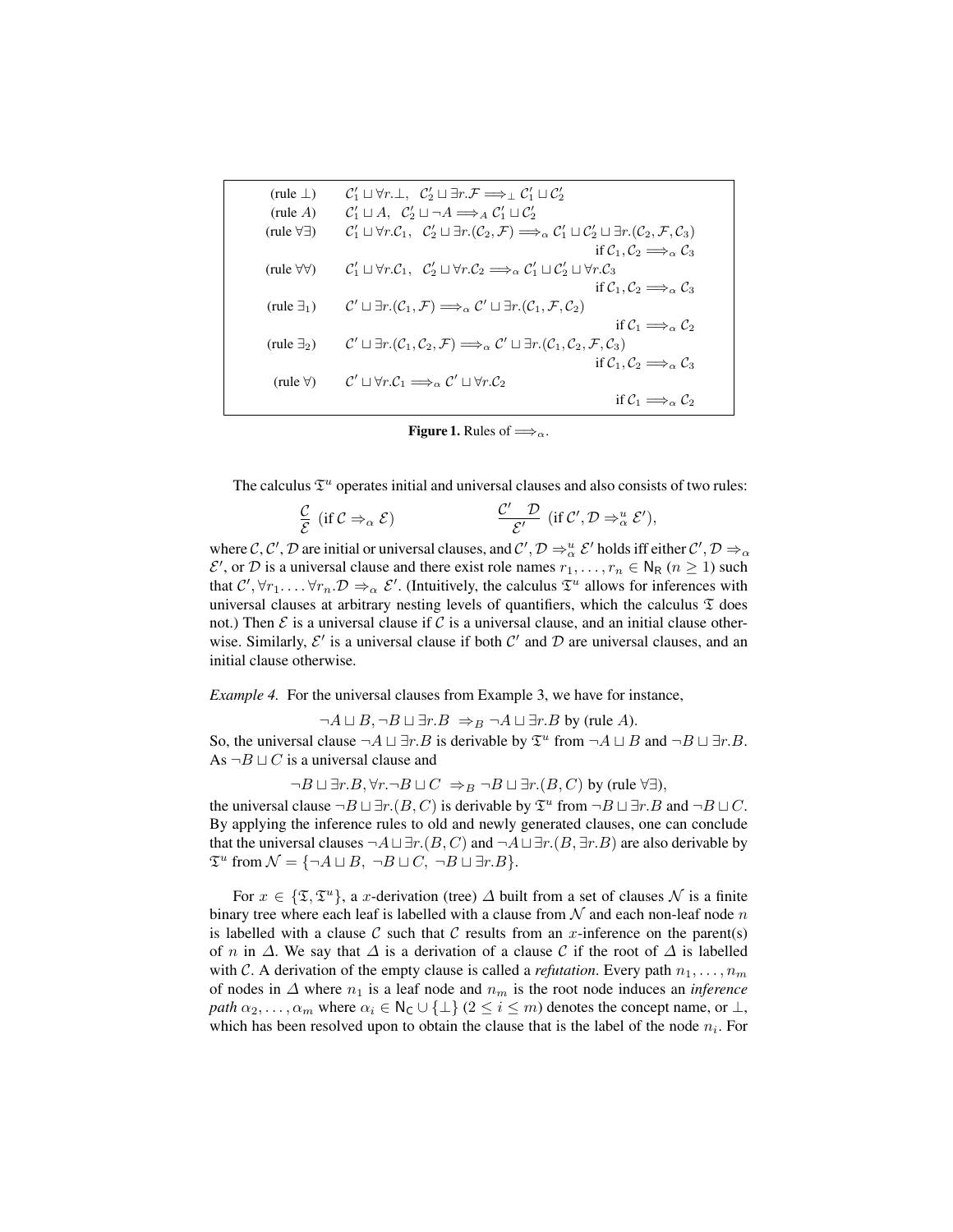| | |
|---|---|
| (rule $\bot$) | $\mathcal{C}_1' \sqcup \forall r.\bot,\ \ \mathcal{C}_2' \sqcup \exists r.\mathcal{F} \Longrightarrow_\bot \mathcal{C}_1' \sqcup \mathcal{C}_2'$ |
| (rule $A$) | $\mathcal{C}_1' \sqcup A,\ \ \mathcal{C}_2' \sqcup \neg A \Longrightarrow_A \mathcal{C}_1' \sqcup \mathcal{C}_2'$ |
| (rule $\forall\exists$) | $\mathcal{C}_1' \sqcup \forall r.\mathcal{C}_1,\ \ \mathcal{C}_2' \sqcup \exists r.(\mathcal{C}_2, \mathcal{F}) \Longrightarrow_\alpha \mathcal{C}_1' \sqcup \mathcal{C}_2' \sqcup \exists r.(\mathcal{C}_2, \mathcal{F}, \mathcal{C}_3)$ if $\mathcal{C}_1, \mathcal{C}_2 \Longrightarrow_\alpha \mathcal{C}_3$ |
| (rule $\forall\forall$) | $\mathcal{C}_1' \sqcup \forall r.\mathcal{C}_1,\ \ \mathcal{C}_2' \sqcup \forall r.\mathcal{C}_2 \Longrightarrow_\alpha \mathcal{C}_1' \sqcup \mathcal{C}_2' \sqcup \forall r.\mathcal{C}_3$ if $\mathcal{C}_1, \mathcal{C}_2 \Longrightarrow_\alpha \mathcal{C}_3$ |
| (rule $\exists_1$) | $\mathcal{C}' \sqcup \exists r.(\mathcal{C}_1, \mathcal{F}) \Longrightarrow_\alpha \mathcal{C}' \sqcup \exists r.(\mathcal{C}_1, \mathcal{F}, \mathcal{C}_2)$ if $\mathcal{C}_1 \Longrightarrow_\alpha \mathcal{C}_2$ |
| (rule $\exists_2$) | $\mathcal{C}' \sqcup \exists r.(\mathcal{C}_1, \mathcal{C}_2, \mathcal{F}) \Longrightarrow_\alpha \mathcal{C}' \sqcup \exists r.(\mathcal{C}_1, \mathcal{C}_2, \mathcal{F}, \mathcal{C}_3)$ if $\mathcal{C}_1, \mathcal{C}_2 \Longrightarrow_\alpha \mathcal{C}_3$ |
| (rule $\forall$) | $\mathcal{C}' \sqcup \forall r.\mathcal{C}_1 \Longrightarrow_\alpha \mathcal{C}' \sqcup \forall r.\mathcal{C}_2$ if $\mathcal{C}_1 \Longrightarrow_\alpha \mathcal{C}_2$ |

**Figure 1.** Rules of $\Longrightarrow_\alpha$.

The calculus $\mathfrak{T}^u$ operates initial and universal clauses and also consists of two rules:

$$\frac{\mathcal{C}}{\mathcal{E}}\ (\text{if } \mathcal{C} \Rightarrow_\alpha \mathcal{E}) \qquad\qquad \frac{\mathcal{C}' \quad \mathcal{D}}{\mathcal{E}'}\ (\text{if } \mathcal{C}', \mathcal{D} \Rightarrow_\alpha^u \mathcal{E}'),$$

where $\mathcal{C}, \mathcal{C}', \mathcal{D}$ are initial or universal clauses, and $\mathcal{C}', \mathcal{D} \Rightarrow_\alpha^u \mathcal{E}'$ holds iff either $\mathcal{C}', \mathcal{D} \Rightarrow_\alpha \mathcal{E}'$, or $\mathcal{D}$ is a universal clause and there exist role names $r_1, \ldots, r_n \in \mathsf{N_R}$ ($n \geq 1$) such that $\mathcal{C}', \forall r_1. \ldots \forall r_n.\mathcal{D} \Rightarrow_\alpha \mathcal{E}'$. (Intuitively, the calculus $\mathfrak{T}^u$ allows for inferences with universal clauses at arbitrary nesting levels of quantifiers, which the calculus $\mathfrak{T}$ does not.) Then $\mathcal{E}$ is a universal clause if $\mathcal{C}$ is a universal clause, and an initial clause otherwise. Similarly, $\mathcal{E}'$ is a universal clause if both $\mathcal{C}'$ and $\mathcal{D}$ are universal clauses, and an initial clause otherwise.

*Example 4.* For the universal clauses from Example 3, we have for instance,

$$\neg A \sqcup B, \neg B \sqcup \exists r.B \ \Rightarrow_B \neg A \sqcup \exists r.B \text{ by (rule } A).$$

So, the universal clause $\neg A \sqcup \exists r.B$ is derivable by $\mathfrak{T}^u$ from $\neg A \sqcup B$ and $\neg B \sqcup \exists r.B$. As $\neg B \sqcup C$ is a universal clause and

$$\neg B \sqcup \exists r.B, \forall r.\neg B \sqcup C \ \Rightarrow_B \neg B \sqcup \exists r.(B, C) \text{ by (rule } \forall\exists),$$

the universal clause $\neg B \sqcup \exists r.(B, C)$ is derivable by $\mathfrak{T}^u$ from $\neg B \sqcup \exists r.B$ and $\neg B \sqcup C$. By applying the inference rules to old and newly generated clauses, one can conclude that the universal clauses $\neg A \sqcup \exists r.(B, C)$ and $\neg A \sqcup \exists r.(B, \exists r.B)$ are also derivable by $\mathfrak{T}^u$ from $\mathcal{N} = \{\neg A \sqcup B,\ \neg B \sqcup C,\ \neg B \sqcup \exists r.B\}$.

For $x \in \{\mathfrak{T}, \mathfrak{T}^u\}$, a $x$-derivation (tree) $\Delta$ built from a set of clauses $\mathcal{N}$ is a finite binary tree where each leaf is labelled with a clause from $\mathcal{N}$ and each non-leaf node $n$ is labelled with a clause $\mathcal{C}$ such that $\mathcal{C}$ results from an $x$-inference on the parent(s) of $n$ in $\Delta$. We say that $\Delta$ is a derivation of a clause $\mathcal{C}$ if the root of $\Delta$ is labelled with $\mathcal{C}$. A derivation of the empty clause is called a *refutation*. Every path $n_1, \ldots, n_m$ of nodes in $\Delta$ where $n_1$ is a leaf node and $n_m$ is the root node induces an *inference path* $\alpha_2, \ldots, \alpha_m$ where $\alpha_i \in \mathsf{N_C} \cup \{\bot\}$ ($2 \leq i \leq m$) denotes the concept name, or $\bot$, which has been resolved upon to obtain the clause that is the label of the node $n_i$. For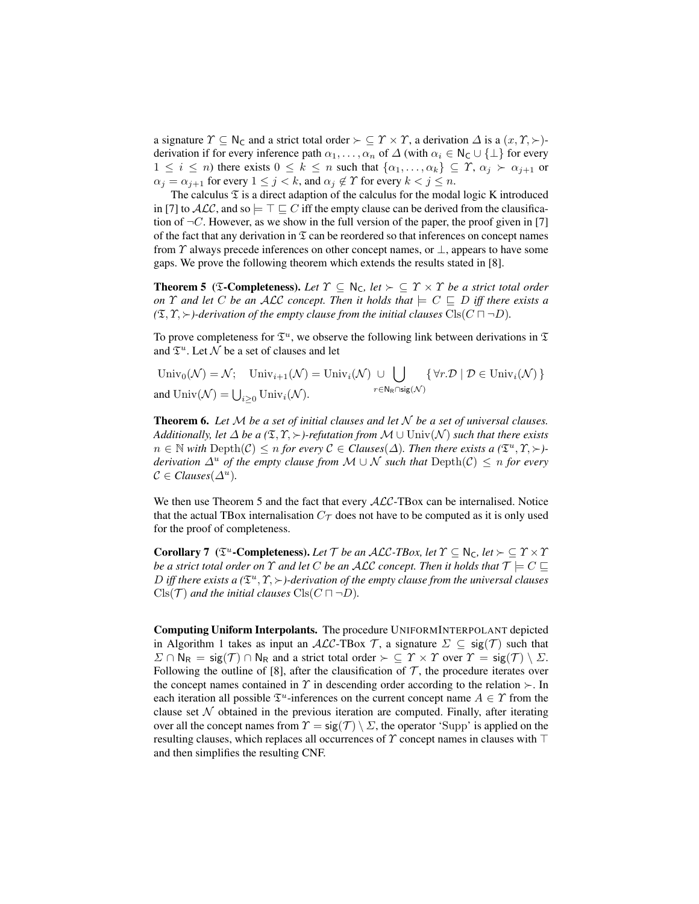a signature $\Upsilon \subseteq \mathsf{N_C}$ and a strict total order $\succ \subseteq \Upsilon \times \Upsilon$, a derivation $\Delta$ is a $(x, \Upsilon, \succ)$-derivation if for every inference path $\alpha_1, \ldots, \alpha_n$ of $\Delta$ (with $\alpha_i \in \mathsf{N_C} \cup \{\bot\}$ for every $1 \leq i \leq n$) there exists $0 \leq k \leq n$ such that $\{\alpha_1, \ldots, \alpha_k\} \subseteq \Upsilon$, $\alpha_j \succ \alpha_{j+1}$ or $\alpha_j = \alpha_{j+1}$ for every $1 \leq j < k$, and $\alpha_j \notin \Upsilon$ for every $k < j \leq n$.

The calculus $\mathfrak{T}$ is a direct adaption of the calculus for the modal logic K introduced in [7] to $\mathcal{ALC}$, and so $\models \top \sqsubseteq C$ iff the empty clause can be derived from the clausification of $\neg C$. However, as we show in the full version of the paper, the proof given in [7] of the fact that any derivation in $\mathfrak{T}$ can be reordered so that inferences on concept names from $\Upsilon$ always precede inferences on other concept names, or $\bot$, appears to have some gaps. We prove the following theorem which extends the results stated in [8].

**Theorem 5** **($\mathfrak{T}$-Completeness).** *Let $\Upsilon \subseteq \mathsf{N_C}$, let $\succ \subseteq \Upsilon \times \Upsilon$ be a strict total order on $\Upsilon$ and let $C$ be an $\mathcal{ALC}$ concept. Then it holds that $\models C \sqsubseteq D$ iff there exists a $(\mathfrak{T}, \Upsilon, \succ)$-derivation of the empty clause from the initial clauses $\mathrm{Cls}(C \sqcap \neg D)$.*

To prove completeness for $\mathfrak{T}^u$, we observe the following link between derivations in $\mathfrak{T}$ and $\mathfrak{T}^u$. Let $\mathcal{N}$ be a set of clauses and let

$$\mathrm{Univ}_0(\mathcal{N}) = \mathcal{N}; \quad \mathrm{Univ}_{i+1}(\mathcal{N}) = \mathrm{Univ}_i(\mathcal{N}) \cup \bigcup_{r \in \mathsf{N_R} \cap \mathsf{sig}(\mathcal{N})} \{\, \forall r.\mathcal{D} \mid \mathcal{D} \in \mathrm{Univ}_i(\mathcal{N}) \,\}$$

and $\mathrm{Univ}(\mathcal{N}) = \bigcup_{i \geq 0} \mathrm{Univ}_i(\mathcal{N})$.

**Theorem 6.** *Let $\mathcal{M}$ be a set of initial clauses and let $\mathcal{N}$ be a set of universal clauses. Additionally, let $\Delta$ be a $(\mathfrak{T}, \Upsilon, \succ)$-refutation from $\mathcal{M} \cup \mathrm{Univ}(\mathcal{N})$ such that there exists $n \in \mathbb{N}$ with $\mathrm{Depth}(\mathcal{C}) \leq n$ for every $\mathcal{C} \in$ Clauses$(\Delta)$. Then there exists a $(\mathfrak{T}^u, \Upsilon, \succ)$-derivation $\Delta^u$ of the empty clause from $\mathcal{M} \cup \mathcal{N}$ such that $\mathrm{Depth}(\mathcal{C}) \leq n$ for every $\mathcal{C} \in$ Clauses$(\Delta^u)$.*

We then use Theorem 5 and the fact that every $\mathcal{ALC}$-TBox can be internalised. Notice that the actual TBox internalisation $C_\mathcal{T}$ does not have to be computed as it is only used for the proof of completeness.

**Corollary 7** **($\mathfrak{T}^u$-Completeness).** *Let $\mathcal{T}$ be an $\mathcal{ALC}$-TBox, let $\Upsilon \subseteq \mathsf{N_C}$, let $\succ \subseteq \Upsilon \times \Upsilon$ be a strict total order on $\Upsilon$ and let $C$ be an $\mathcal{ALC}$ concept. Then it holds that $\mathcal{T} \models C \sqsubseteq D$ iff there exists a $(\mathfrak{T}^u, \Upsilon, \succ)$-derivation of the empty clause from the universal clauses $\mathrm{Cls}(\mathcal{T})$ and the initial clauses $\mathrm{Cls}(C \sqcap \neg D)$.*

**Computing Uniform Interpolants.** The procedure UNIFORMINTERPOLANT depicted in Algorithm 1 takes as input an $\mathcal{ALC}$-TBox $\mathcal{T}$, a signature $\Sigma \subseteq \mathsf{sig}(\mathcal{T})$ such that $\Sigma \cap \mathsf{N_R} = \mathsf{sig}(\mathcal{T}) \cap \mathsf{N_R}$ and a strict total order $\succ \subseteq \Upsilon \times \Upsilon$ over $\Upsilon = \mathsf{sig}(\mathcal{T}) \setminus \Sigma$. Following the outline of [8], after the clausification of $\mathcal{T}$, the procedure iterates over the concept names contained in $\Upsilon$ in descending order according to the relation $\succ$. In each iteration all possible $\mathfrak{T}^u$-inferences on the current concept name $A \in \Upsilon$ from the clause set $\mathcal{N}$ obtained in the previous iteration are computed. Finally, after iterating over all the concept names from $\Upsilon = \mathsf{sig}(\mathcal{T}) \setminus \Sigma$, the operator 'Supp' is applied on the resulting clauses, which replaces all occurrences of $\Upsilon$ concept names in clauses with $\top$ and then simplifies the resulting CNF.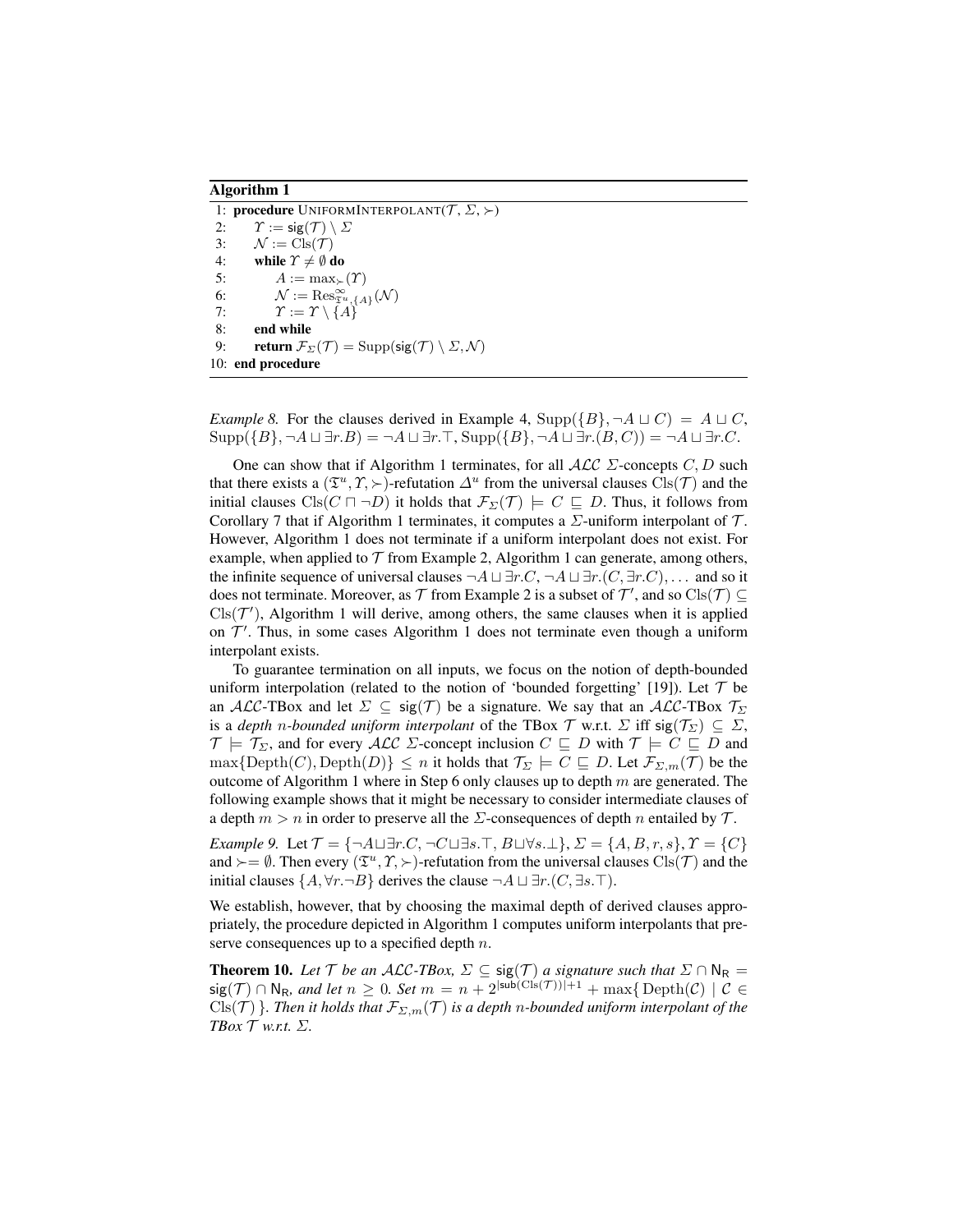**Algorithm 1**

```
1: procedure UNIFORMINTERPOLANT(T, Σ, ≻)
2:     Υ := sig(T) \ Σ
3:     N := Cls(T)
4:     while Υ ≠ ∅ do
5:         A := max_≻(Υ)
6:         N := Res^∞_{𝔗^u,{A}}(N)
7:         Υ := Υ \ {A}
8:     end while
9:     return F_Σ(T) = Supp(sig(T) \ Σ, N)
10: end procedure
```

*Example 8.* For the clauses derived in Example 4, $\mathrm{Supp}(\{B\}, \neg A \sqcup C) = A \sqcup C$, $\mathrm{Supp}(\{B\}, \neg A \sqcup \exists r.B) = \neg A \sqcup \exists r.\top$, $\mathrm{Supp}(\{B\}, \neg A \sqcup \exists r.(B, C)) = \neg A \sqcup \exists r.C$.

One can show that if Algorithm 1 terminates, for all $\mathcal{ALC}$ $\Sigma$-concepts $C, D$ such that there exists a $(\mathfrak{T}^u, \Upsilon, \succ)$-refutation $\Delta^u$ from the universal clauses $\mathrm{Cls}(\mathcal{T})$ and the initial clauses $\mathrm{Cls}(C \sqcap \neg D)$ it holds that $\mathcal{F}_\Sigma(\mathcal{T}) \models C \sqsubseteq D$. Thus, it follows from Corollary 7 that if Algorithm 1 terminates, it computes a $\Sigma$-uniform interpolant of $\mathcal{T}$. However, Algorithm 1 does not terminate if a uniform interpolant does not exist. For example, when applied to $\mathcal{T}$ from Example 2, Algorithm 1 can generate, among others, the infinite sequence of universal clauses $\neg A \sqcup \exists r.C$, $\neg A \sqcup \exists r.(C, \exists r.C), \ldots$ and so it does not terminate. Moreover, as $\mathcal{T}$ from Example 2 is a subset of $\mathcal{T}'$, and so $\mathrm{Cls}(\mathcal{T}) \subseteq \mathrm{Cls}(\mathcal{T}')$, Algorithm 1 will derive, among others, the same clauses when it is applied on $\mathcal{T}'$. Thus, in some cases Algorithm 1 does not terminate even though a uniform interpolant exists.

To guarantee termination on all inputs, we focus on the notion of depth-bounded uniform interpolation (related to the notion of 'bounded forgetting' [19]). Let $\mathcal{T}$ be an $\mathcal{ALC}$-TBox and let $\Sigma \subseteq \mathsf{sig}(\mathcal{T})$ be a signature. We say that an $\mathcal{ALC}$-TBox $\mathcal{T}_\Sigma$ is a *depth $n$-bounded uniform interpolant* of the TBox $\mathcal{T}$ w.r.t. $\Sigma$ iff $\mathsf{sig}(\mathcal{T}_\Sigma) \subseteq \Sigma$, $\mathcal{T} \models \mathcal{T}_\Sigma$, and for every $\mathcal{ALC}$ $\Sigma$-concept inclusion $C \sqsubseteq D$ with $\mathcal{T} \models C \sqsubseteq D$ and $\max\{\mathrm{Depth}(C), \mathrm{Depth}(D)\} \leq n$ it holds that $\mathcal{T}_\Sigma \models C \sqsubseteq D$. Let $\mathcal{F}_{\Sigma,m}(\mathcal{T})$ be the outcome of Algorithm 1 where in Step 6 only clauses up to depth $m$ are generated. The following example shows that it might be necessary to consider intermediate clauses of a depth $m > n$ in order to preserve all the $\Sigma$-consequences of depth $n$ entailed by $\mathcal{T}$.

*Example 9.* Let $\mathcal{T} = \{\neg A \sqcup \exists r.C, \neg C \sqcup \exists s.\top, B \sqcup \forall s.\bot\}$, $\Sigma = \{A, B, r, s\}$, $\Upsilon = \{C\}$ and $\succ = \emptyset$. Then every $(\mathfrak{T}^u, \Upsilon, \succ)$-refutation from the universal clauses $\mathrm{Cls}(\mathcal{T})$ and the initial clauses $\{A, \forall r.\neg B\}$ derives the clause $\neg A \sqcup \exists r.(C, \exists s.\top)$.

We establish, however, that by choosing the maximal depth of derived clauses appropriately, the procedure depicted in Algorithm 1 computes uniform interpolants that preserve consequences up to a specified depth $n$.

**Theorem 10.** *Let $\mathcal{T}$ be an $\mathcal{ALC}$-TBox, $\Sigma \subseteq \mathsf{sig}(\mathcal{T})$ a signature such that $\Sigma \cap \mathsf{N_R} = \mathsf{sig}(\mathcal{T}) \cap \mathsf{N_R}$, and let $n \geq 0$. Set $m = n + 2^{|\mathsf{sub}(\mathrm{Cls}(\mathcal{T}))|+1} + \max\{\mathrm{Depth}(\mathcal{C}) \mid \mathcal{C} \in \mathrm{Cls}(\mathcal{T})\}$. Then it holds that $\mathcal{F}_{\Sigma,m}(\mathcal{T})$ is a depth $n$-bounded uniform interpolant of the TBox $\mathcal{T}$ w.r.t. $\Sigma$.*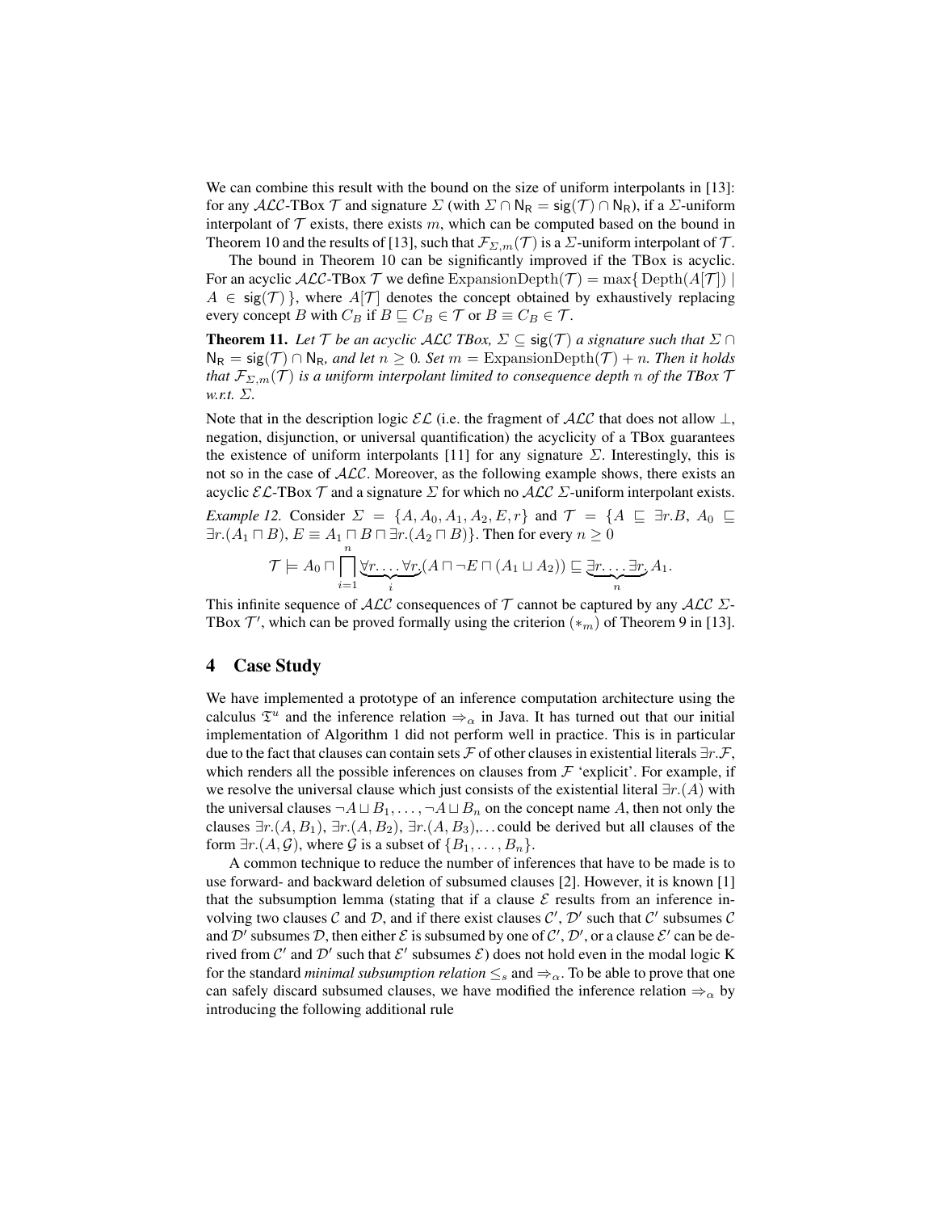We can combine this result with the bound on the size of uniform interpolants in [13]: for any $\mathcal{ALC}$-TBox $\mathcal{T}$ and signature $\Sigma$ (with $\Sigma \cap \mathsf{N_R} = \mathsf{sig}(\mathcal{T}) \cap \mathsf{N_R}$), if a $\Sigma$-uniform interpolant of $\mathcal{T}$ exists, there exists $m$, which can be computed based on the bound in Theorem 10 and the results of [13], such that $\mathcal{F}_{\Sigma,m}(\mathcal{T})$ is a $\Sigma$-uniform interpolant of $\mathcal{T}$.

The bound in Theorem 10 can be significantly improved if the TBox is acyclic. For an acyclic $\mathcal{ALC}$-TBox $\mathcal{T}$ we define $\mathrm{ExpansionDepth}(\mathcal{T}) = \max\{\, \mathrm{Depth}(A[\mathcal{T}]) \mid A \in \mathsf{sig}(\mathcal{T})\,\}$, where $A[\mathcal{T}]$ denotes the concept obtained by exhaustively replacing every concept $B$ with $C_B$ if $B \sqsubseteq C_B \in \mathcal{T}$ or $B \equiv C_B \in \mathcal{T}$.

**Theorem 11.** *Let $\mathcal{T}$ be an acyclic $\mathcal{ALC}$ TBox, $\Sigma \subseteq \mathsf{sig}(\mathcal{T})$ a signature such that $\Sigma \cap \mathsf{N_R} = \mathsf{sig}(\mathcal{T}) \cap \mathsf{N_R}$, and let $n \geq 0$. Set $m = \mathrm{ExpansionDepth}(\mathcal{T}) + n$. Then it holds that $\mathcal{F}_{\Sigma,m}(\mathcal{T})$ is a uniform interpolant limited to consequence depth $n$ of the TBox $\mathcal{T}$ w.r.t. $\Sigma$.*

Note that in the description logic $\mathcal{EL}$ (i.e. the fragment of $\mathcal{ALC}$ that does not allow $\bot$, negation, disjunction, or universal quantification) the acyclicity of a TBox guarantees the existence of uniform interpolants [11] for any signature $\Sigma$. Interestingly, this is not so in the case of $\mathcal{ALC}$. Moreover, as the following example shows, there exists an acyclic $\mathcal{EL}$-TBox $\mathcal{T}$ and a signature $\Sigma$ for which no $\mathcal{ALC}$ $\Sigma$-uniform interpolant exists.

*Example 12.* Consider $\Sigma = \{A, A_0, A_1, A_2, E, r\}$ and $\mathcal{T} = \{A \sqsubseteq \exists r.B,\ A_0 \sqsubseteq \exists r.(A_1 \sqcap B),\ E \equiv A_1 \sqcap B \sqcap \exists r.(A_2 \sqcap B)\}$. Then for every $n \geq 0$

$$\mathcal{T} \models A_0 \sqcap \prod_{i=1}^{n} \underbrace{\forall r.\ldots\forall r.}_{i}(A \sqcap \neg E \sqcap (A_1 \sqcup A_2)) \sqsubseteq \underbrace{\exists r.\ldots\exists r.}_{n} A_1.$$

This infinite sequence of $\mathcal{ALC}$ consequences of $\mathcal{T}$ cannot be captured by any $\mathcal{ALC}$ $\Sigma$-TBox $\mathcal{T}'$, which can be proved formally using the criterion $(*_m)$ of Theorem 9 in [13].

## 4 Case Study

We have implemented a prototype of an inference computation architecture using the calculus $\mathfrak{T}^u$ and the inference relation $\Rightarrow_\alpha$ in Java. It has turned out that our initial implementation of Algorithm 1 did not perform well in practice. This is in particular due to the fact that clauses can contain sets $\mathcal{F}$ of other clauses in existential literals $\exists r.\mathcal{F}$, which renders all the possible inferences on clauses from $\mathcal{F}$ 'explicit'. For example, if we resolve the universal clause which just consists of the existential literal $\exists r.(A)$ with the universal clauses $\neg A \sqcup B_1, \ldots, \neg A \sqcup B_n$ on the concept name $A$, then not only the clauses $\exists r.(A, B_1)$, $\exists r.(A, B_2)$, $\exists r.(A, B_3)$,... could be derived but all clauses of the form $\exists r.(A, \mathcal{G})$, where $\mathcal{G}$ is a subset of $\{B_1, \ldots, B_n\}$.

A common technique to reduce the number of inferences that have to be made is to use forward- and backward deletion of subsumed clauses [2]. However, it is known [1] that the subsumption lemma (stating that if a clause $\mathcal{E}$ results from an inference involving two clauses $\mathcal{C}$ and $\mathcal{D}$, and if there exist clauses $\mathcal{C}'$, $\mathcal{D}'$ such that $\mathcal{C}'$ subsumes $\mathcal{C}$ and $\mathcal{D}'$ subsumes $\mathcal{D}$, then either $\mathcal{E}$ is subsumed by one of $\mathcal{C}'$, $\mathcal{D}'$, or a clause $\mathcal{E}'$ can be derived from $\mathcal{C}'$ and $\mathcal{D}'$ such that $\mathcal{E}'$ subsumes $\mathcal{E}$) does not hold even in the modal logic K for the standard *minimal subsumption relation* $\leq_s$ and $\Rightarrow_\alpha$. To be able to prove that one can safely discard subsumed clauses, we have modified the inference relation $\Rightarrow_\alpha$ by introducing the following additional rule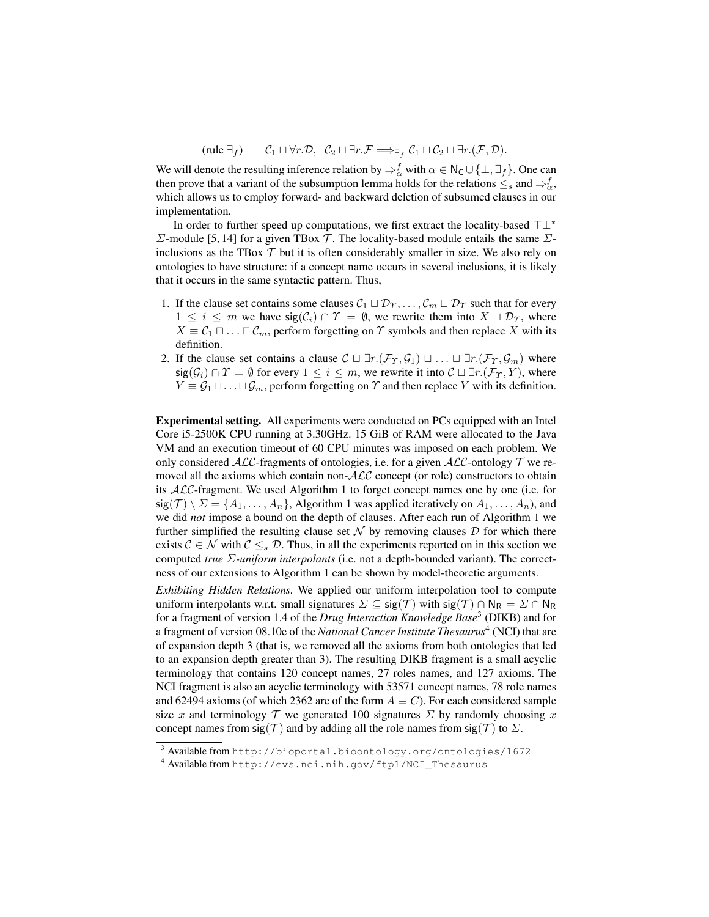$$\text{(rule } \exists_f) \qquad \mathcal{C}_1 \sqcup \forall r.\mathcal{D},\ \ \mathcal{C}_2 \sqcup \exists r.\mathcal{F} \Longrightarrow_{\exists_f} \mathcal{C}_1 \sqcup \mathcal{C}_2 \sqcup \exists r.(\mathcal{F}, \mathcal{D}).$$

We will denote the resulting inference relation by $\Rightarrow^f_\alpha$ with $\alpha \in \mathsf{N_C} \cup \{\bot, \exists_f\}$. One can then prove that a variant of the subsumption lemma holds for the relations $\leq_s$ and $\Rightarrow^f_\alpha$, which allows us to employ forward- and backward deletion of subsumed clauses in our implementation.

In order to further speed up computations, we first extract the locality-based $\top\bot^*$ $\Sigma$-module [5, 14] for a given TBox $\mathcal{T}$. The locality-based module entails the same $\Sigma$-inclusions as the TBox $\mathcal{T}$ but it is often considerably smaller in size. We also rely on ontologies to have structure: if a concept name occurs in several inclusions, it is likely that it occurs in the same syntactic pattern. Thus,

1. If the clause set contains some clauses $\mathcal{C}_1 \sqcup \mathcal{D}_\Upsilon, \ldots, \mathcal{C}_m \sqcup \mathcal{D}_\Upsilon$ such that for every $1 \leq i \leq m$ we have $\mathsf{sig}(\mathcal{C}_i) \cap \Upsilon = \emptyset$, we rewrite them into $X \sqcup \mathcal{D}_\Upsilon$, where $X \equiv \mathcal{C}_1 \sqcap \ldots \sqcap \mathcal{C}_m$, perform forgetting on $\Upsilon$ symbols and then replace $X$ with its definition.
2. If the clause set contains a clause $\mathcal{C} \sqcup \exists r.(\mathcal{F}_\Upsilon, \mathcal{G}_1) \sqcup \ldots \sqcup \exists r.(\mathcal{F}_\Upsilon, \mathcal{G}_m)$ where $\mathsf{sig}(\mathcal{G}_i) \cap \Upsilon = \emptyset$ for every $1 \leq i \leq m$, we rewrite it into $\mathcal{C} \sqcup \exists r.(\mathcal{F}_\Upsilon, Y)$, where $Y \equiv \mathcal{G}_1 \sqcup \ldots \sqcup \mathcal{G}_m$, perform forgetting on $\Upsilon$ and then replace $Y$ with its definition.

**Experimental setting.** All experiments were conducted on PCs equipped with an Intel Core i5-2500K CPU running at 3.30GHz. 15 GiB of RAM were allocated to the Java VM and an execution timeout of 60 CPU minutes was imposed on each problem. We only considered $\mathcal{ALC}$-fragments of ontologies, i.e. for a given $\mathcal{ALC}$-ontology $\mathcal{T}$ we removed all the axioms which contain non-$\mathcal{ALC}$ concept (or role) constructors to obtain its $\mathcal{ALC}$-fragment. We used Algorithm 1 to forget concept names one by one (i.e. for $\mathsf{sig}(\mathcal{T}) \setminus \Sigma = \{A_1, \ldots, A_n\}$, Algorithm 1 was applied iteratively on $A_1, \ldots, A_n$), and we did *not* impose a bound on the depth of clauses. After each run of Algorithm 1 we further simplified the resulting clause set $\mathcal{N}$ by removing clauses $\mathcal{D}$ for which there exists $\mathcal{C} \in \mathcal{N}$ with $\mathcal{C} \leq_s \mathcal{D}$. Thus, in all the experiments reported on in this section we computed *true $\Sigma$-uniform interpolants* (i.e. not a depth-bounded variant). The correctness of our extensions to Algorithm 1 can be shown by model-theoretic arguments.

*Exhibiting Hidden Relations.* We applied our uniform interpolation tool to compute uniform interpolants w.r.t. small signatures $\Sigma \subseteq \mathsf{sig}(\mathcal{T})$ with $\mathsf{sig}(\mathcal{T}) \cap \mathsf{N_R} = \Sigma \cap \mathsf{N_R}$ for a fragment of version 1.4 of the *Drug Interaction Knowledge Base*[3] (DIKB) and for a fragment of version 08.10e of the *National Cancer Institute Thesaurus*[4] (NCI) that are of expansion depth 3 (that is, we removed all the axioms from both ontologies that led to an expansion depth greater than 3). The resulting DIKB fragment is a small acyclic terminology that contains 120 concept names, 27 roles names, and 127 axioms. The NCI fragment is also an acyclic terminology with 53571 concept names, 78 role names and 62494 axioms (of which 2362 are of the form $A \equiv C$). For each considered sample size $x$ and terminology $\mathcal{T}$ we generated 100 signatures $\Sigma$ by randomly choosing $x$ concept names from $\mathsf{sig}(\mathcal{T})$ and by adding all the role names from $\mathsf{sig}(\mathcal{T})$ to $\Sigma$.

---

[3] Available from `http://bioportal.bioontology.org/ontologies/1672`

[4] Available from `http://evs.nci.nih.gov/ftp1/NCI_Thesaurus`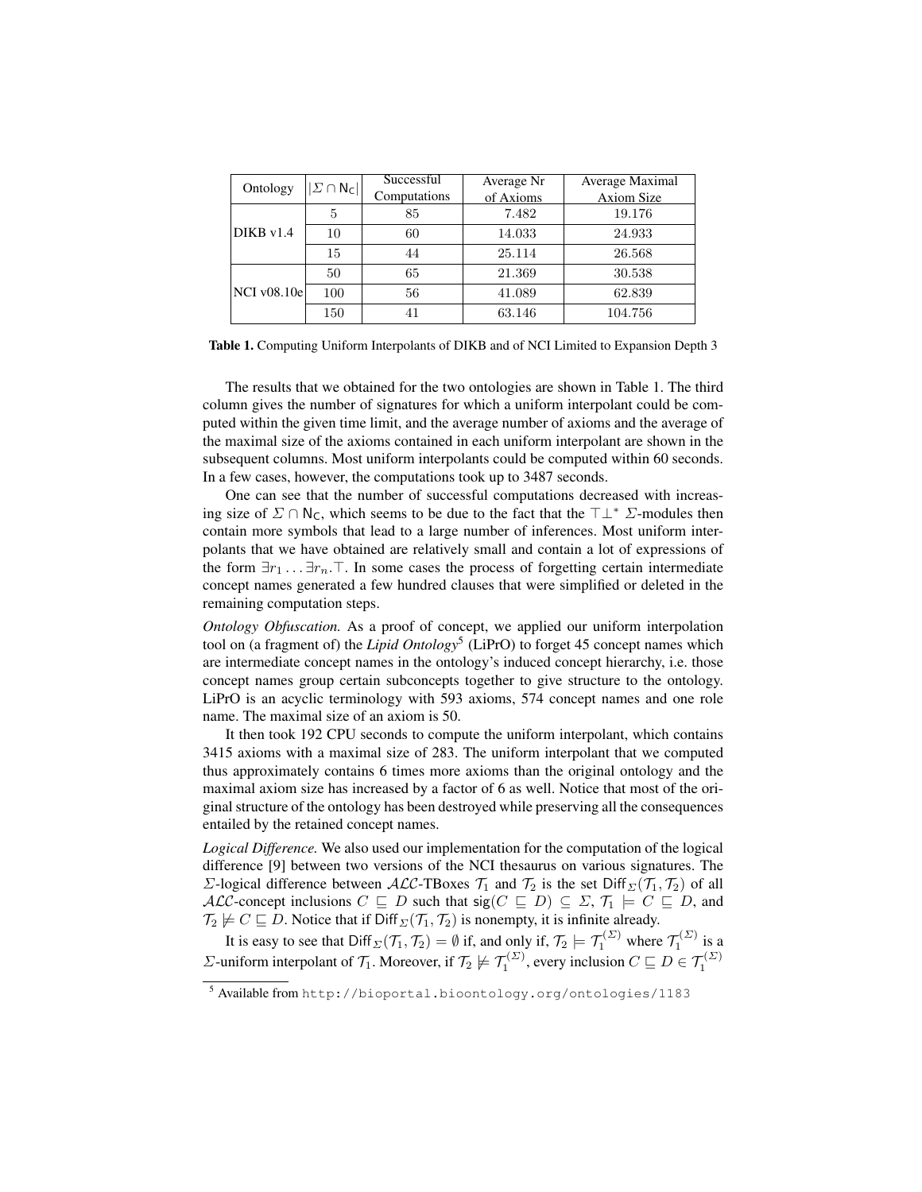| Ontology | $\|\Sigma \cap \mathsf{N_C}\|$ | Successful Computations | Average Nr of Axioms | Average Maximal Axiom Size |
|---|---|---|---|---|
| DIKB v1.4 | 5 | 85 | 7.482 | 19.176 |
| | 10 | 60 | 14.033 | 24.933 |
| | 15 | 44 | 25.114 | 26.568 |
| NCI v08.10e | 50 | 65 | 21.369 | 30.538 |
| | 100 | 56 | 41.089 | 62.839 |
| | 150 | 41 | 63.146 | 104.756 |

**Table 1.** Computing Uniform Interpolants of DIKB and of NCI Limited to Expansion Depth 3

The results that we obtained for the two ontologies are shown in Table 1. The third column gives the number of signatures for which a uniform interpolant could be computed within the given time limit, and the average number of axioms and the average of the maximal size of the axioms contained in each uniform interpolant are shown in the subsequent columns. Most uniform interpolants could be computed within 60 seconds. In a few cases, however, the computations took up to 3487 seconds.

One can see that the number of successful computations decreased with increasing size of $\Sigma \cap \mathsf{N_C}$, which seems to be due to the fact that the $\top\bot^*$ $\Sigma$-modules then contain more symbols that lead to a large number of inferences. Most uniform interpolants that we have obtained are relatively small and contain a lot of expressions of the form $\exists r_1 \ldots \exists r_n.\top$. In some cases the process of forgetting certain intermediate concept names generated a few hundred clauses that were simplified or deleted in the remaining computation steps.

*Ontology Obfuscation.* As a proof of concept, we applied our uniform interpolation tool on (a fragment of) the *Lipid Ontology*[5] (LiPrO) to forget 45 concept names which are intermediate concept names in the ontology's induced concept hierarchy, i.e. those concept names group certain subconcepts together to give structure to the ontology. LiPrO is an acyclic terminology with 593 axioms, 574 concept names and one role name. The maximal size of an axiom is 50.

It then took 192 CPU seconds to compute the uniform interpolant, which contains 3415 axioms with a maximal size of 283. The uniform interpolant that we computed thus approximately contains 6 times more axioms than the original ontology and the maximal axiom size has increased by a factor of 6 as well. Notice that most of the original structure of the ontology has been destroyed while preserving all the consequences entailed by the retained concept names.

*Logical Difference.* We also used our implementation for the computation of the logical difference [9] between two versions of the NCI thesaurus on various signatures. The $\Sigma$-logical difference between $\mathcal{ALC}$-TBoxes $\mathcal{T}_1$ and $\mathcal{T}_2$ is the set $\mathsf{Diff}_\Sigma(\mathcal{T}_1, \mathcal{T}_2)$ of all $\mathcal{ALC}$-concept inclusions $C \sqsubseteq D$ such that $\mathsf{sig}(C \sqsubseteq D) \subseteq \Sigma$, $\mathcal{T}_1 \models C \sqsubseteq D$, and $\mathcal{T}_2 \not\models C \sqsubseteq D$. Notice that if $\mathsf{Diff}_\Sigma(\mathcal{T}_1, \mathcal{T}_2)$ is nonempty, it is infinite already.

It is easy to see that $\mathsf{Diff}_\Sigma(\mathcal{T}_1, \mathcal{T}_2) = \emptyset$ if, and only if, $\mathcal{T}_2 \models \mathcal{T}_1^{(\Sigma)}$ where $\mathcal{T}_1^{(\Sigma)}$ is a $\Sigma$-uniform interpolant of $\mathcal{T}_1$. Moreover, if $\mathcal{T}_2 \not\models \mathcal{T}_1^{(\Sigma)}$, every inclusion $C \sqsubseteq D \in \mathcal{T}_1^{(\Sigma)}$

[5] Available from `http://bioportal.bioontology.org/ontologies/1183`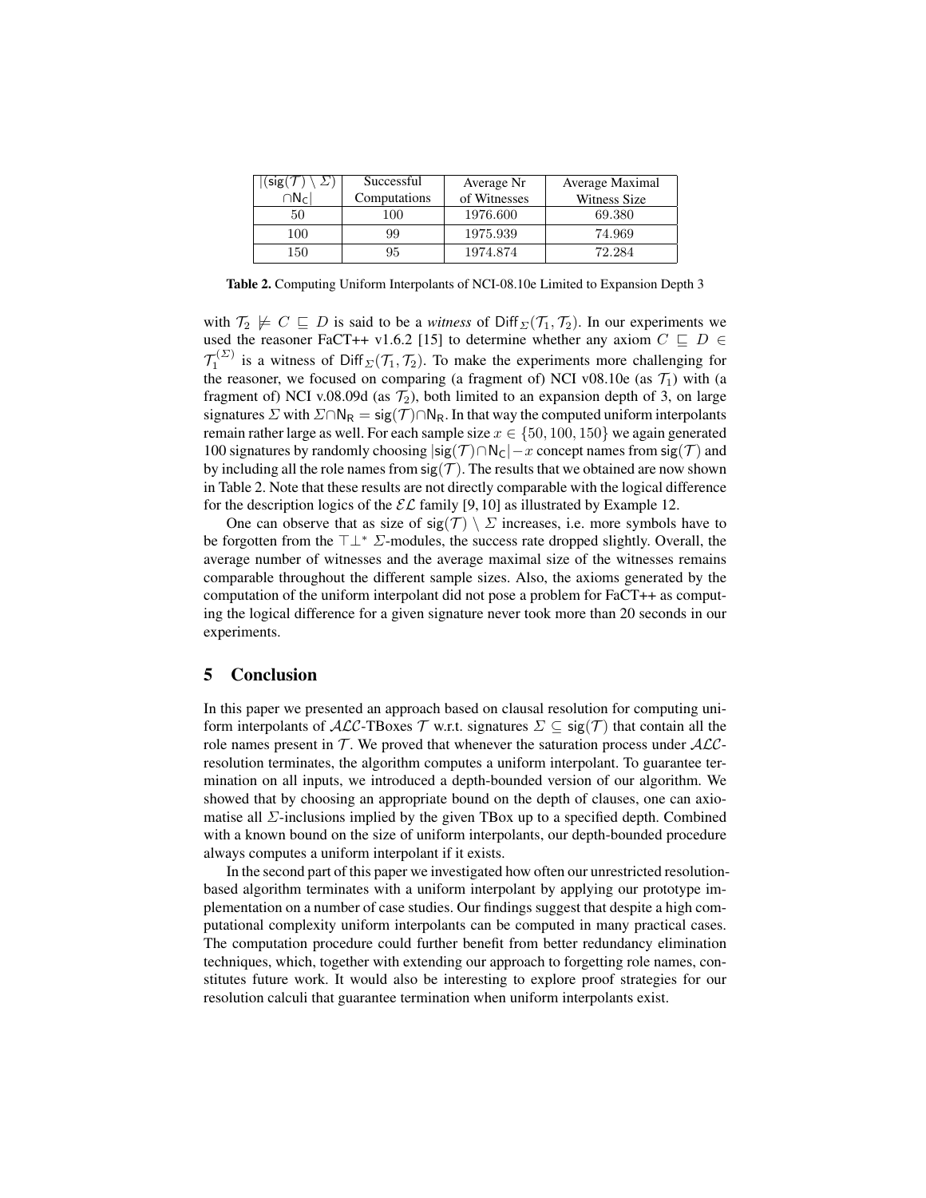| $\lvert(\mathsf{sig}(\mathcal{T}) \setminus \Sigma)$ $\cap \mathsf{N_C}\rvert$ | Successful Computations | Average Nr of Witnesses | Average Maximal Witness Size |
|---|---|---|---|
| 50 | 100 | 1976.600 | 69.380 |
| 100 | 99 | 1975.939 | 74.969 |
| 150 | 95 | 1974.874 | 72.284 |

**Table 2.** Computing Uniform Interpolants of NCI-08.10e Limited to Expansion Depth 3

with $\mathcal{T}_2 \not\models C \sqsubseteq D$ is said to be a *witness* of $\mathsf{Diff}_\Sigma(\mathcal{T}_1, \mathcal{T}_2)$. In our experiments we used the reasoner FaCT++ v1.6.2 [15] to determine whether any axiom $C \sqsubseteq D \in \mathcal{T}_1^{(\Sigma)}$ is a witness of $\mathsf{Diff}_\Sigma(\mathcal{T}_1, \mathcal{T}_2)$. To make the experiments more challenging for the reasoner, we focused on comparing (a fragment of) NCI v08.10e (as $\mathcal{T}_1$) with (a fragment of) NCI v.08.09d (as $\mathcal{T}_2$), both limited to an expansion depth of 3, on large signatures $\Sigma$ with $\Sigma \cap \mathsf{N_R} = \mathsf{sig}(\mathcal{T}) \cap \mathsf{N_R}$. In that way the computed uniform interpolants remain rather large as well. For each sample size $x \in \{50, 100, 150\}$ we again generated 100 signatures by randomly choosing $|\mathsf{sig}(\mathcal{T}) \cap \mathsf{N_C}| - x$ concept names from $\mathsf{sig}(\mathcal{T})$ and by including all the role names from $\mathsf{sig}(\mathcal{T})$. The results that we obtained are now shown in Table 2. Note that these results are not directly comparable with the logical difference for the description logics of the $\mathcal{EL}$ family [9, 10] as illustrated by Example 12.

One can observe that as size of $\mathsf{sig}(\mathcal{T}) \setminus \Sigma$ increases, i.e. more symbols have to be forgotten from the $\top\bot^*$ $\Sigma$-modules, the success rate dropped slightly. Overall, the average number of witnesses and the average maximal size of the witnesses remains comparable throughout the different sample sizes. Also, the axioms generated by the computation of the uniform interpolant did not pose a problem for FaCT++ as computing the logical difference for a given signature never took more than 20 seconds in our experiments.

## 5 Conclusion

In this paper we presented an approach based on clausal resolution for computing uniform interpolants of $\mathcal{ALC}$-TBoxes $\mathcal{T}$ w.r.t. signatures $\Sigma \subseteq \mathsf{sig}(\mathcal{T})$ that contain all the role names present in $\mathcal{T}$. We proved that whenever the saturation process under $\mathcal{ALC}$-resolution terminates, the algorithm computes a uniform interpolant. To guarantee termination on all inputs, we introduced a depth-bounded version of our algorithm. We showed that by choosing an appropriate bound on the depth of clauses, one can axiomatise all $\Sigma$-inclusions implied by the given TBox up to a specified depth. Combined with a known bound on the size of uniform interpolants, our depth-bounded procedure always computes a uniform interpolant if it exists.

In the second part of this paper we investigated how often our unrestricted resolution-based algorithm terminates with a uniform interpolant by applying our prototype implementation on a number of case studies. Our findings suggest that despite a high computational complexity uniform interpolants can be computed in many practical cases. The computation procedure could further benefit from better redundancy elimination techniques, which, together with extending our approach to forgetting role names, constitutes future work. It would also be interesting to explore proof strategies for our resolution calculi that guarantee termination when uniform interpolants exist.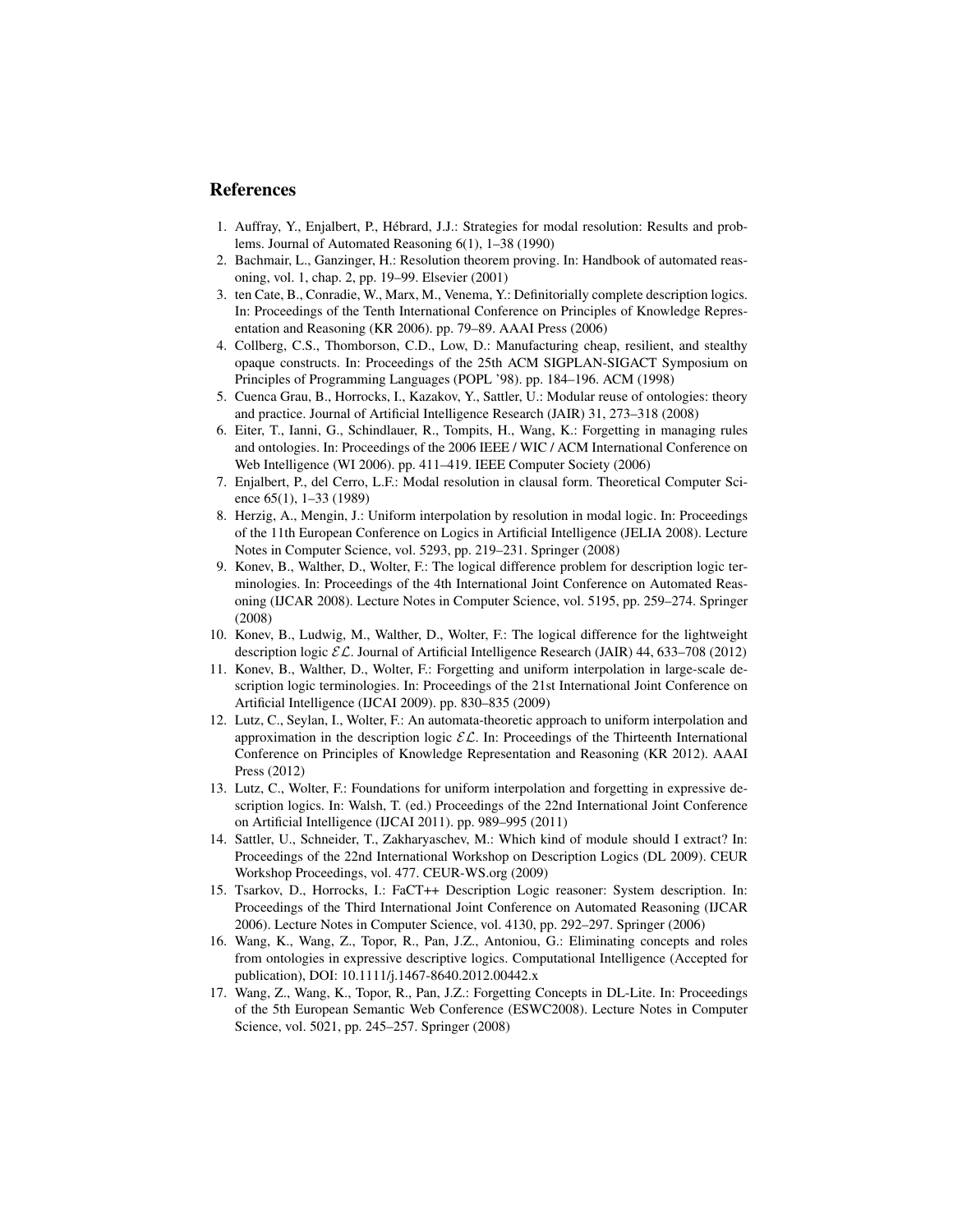# References

1. Auffray, Y., Enjalbert, P., Hébrard, J.J.: Strategies for modal resolution: Results and problems. Journal of Automated Reasoning 6(1), 1–38 (1990)
2. Bachmair, L., Ganzinger, H.: Resolution theorem proving. In: Handbook of automated reasoning, vol. 1, chap. 2, pp. 19–99. Elsevier (2001)
3. ten Cate, B., Conradie, W., Marx, M., Venema, Y.: Definitorially complete description logics. In: Proceedings of the Tenth International Conference on Principles of Knowledge Representation and Reasoning (KR 2006). pp. 79–89. AAAI Press (2006)
4. Collberg, C.S., Thomborson, C.D., Low, D.: Manufacturing cheap, resilient, and stealthy opaque constructs. In: Proceedings of the 25th ACM SIGPLAN-SIGACT Symposium on Principles of Programming Languages (POPL '98). pp. 184–196. ACM (1998)
5. Cuenca Grau, B., Horrocks, I., Kazakov, Y., Sattler, U.: Modular reuse of ontologies: theory and practice. Journal of Artificial Intelligence Research (JAIR) 31, 273–318 (2008)
6. Eiter, T., Ianni, G., Schindlauer, R., Tompits, H., Wang, K.: Forgetting in managing rules and ontologies. In: Proceedings of the 2006 IEEE / WIC / ACM International Conference on Web Intelligence (WI 2006). pp. 411–419. IEEE Computer Society (2006)
7. Enjalbert, P., del Cerro, L.F.: Modal resolution in clausal form. Theoretical Computer Science 65(1), 1–33 (1989)
8. Herzig, A., Mengin, J.: Uniform interpolation by resolution in modal logic. In: Proceedings of the 11th European Conference on Logics in Artificial Intelligence (JELIA 2008). Lecture Notes in Computer Science, vol. 5293, pp. 219–231. Springer (2008)
9. Konev, B., Walther, D., Wolter, F.: The logical difference problem for description logic terminologies. In: Proceedings of the 4th International Joint Conference on Automated Reasoning (IJCAR 2008). Lecture Notes in Computer Science, vol. 5195, pp. 259–274. Springer (2008)
10. Konev, B., Ludwig, M., Walther, D., Wolter, F.: The logical difference for the lightweight description logic $\mathcal{EL}$. Journal of Artificial Intelligence Research (JAIR) 44, 633–708 (2012)
11. Konev, B., Walther, D., Wolter, F.: Forgetting and uniform interpolation in large-scale description logic terminologies. In: Proceedings of the 21st International Joint Conference on Artificial Intelligence (IJCAI 2009). pp. 830–835 (2009)
12. Lutz, C., Seylan, I., Wolter, F.: An automata-theoretic approach to uniform interpolation and approximation in the description logic $\mathcal{EL}$. In: Proceedings of the Thirteenth International Conference on Principles of Knowledge Representation and Reasoning (KR 2012). AAAI Press (2012)
13. Lutz, C., Wolter, F.: Foundations for uniform interpolation and forgetting in expressive description logics. In: Walsh, T. (ed.) Proceedings of the 22nd International Joint Conference on Artificial Intelligence (IJCAI 2011). pp. 989–995 (2011)
14. Sattler, U., Schneider, T., Zakharyaschev, M.: Which kind of module should I extract? In: Proceedings of the 22nd International Workshop on Description Logics (DL 2009). CEUR Workshop Proceedings, vol. 477. CEUR-WS.org (2009)
15. Tsarkov, D., Horrocks, I.: FaCT++ Description Logic reasoner: System description. In: Proceedings of the Third International Joint Conference on Automated Reasoning (IJCAR 2006). Lecture Notes in Computer Science, vol. 4130, pp. 292–297. Springer (2006)
16. Wang, K., Wang, Z., Topor, R., Pan, J.Z., Antoniou, G.: Eliminating concepts and roles from ontologies in expressive descriptive logics. Computational Intelligence (Accepted for publication), DOI: 10.1111/j.1467-8640.2012.00442.x
17. Wang, Z., Wang, K., Topor, R., Pan, J.Z.: Forgetting Concepts in DL-Lite. In: Proceedings of the 5th European Semantic Web Conference (ESWC2008). Lecture Notes in Computer Science, vol. 5021, pp. 245–257. Springer (2008)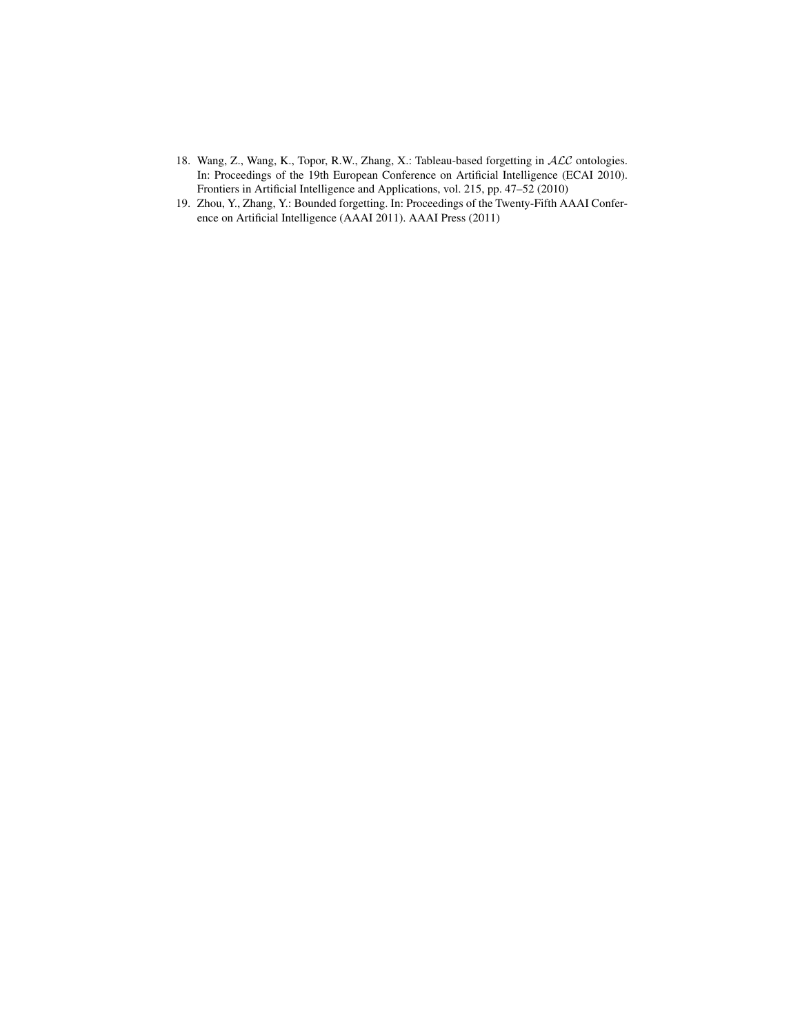18. Wang, Z., Wang, K., Topor, R.W., Zhang, X.: Tableau-based forgetting in $\mathcal{ALC}$ ontologies. In: Proceedings of the 19th European Conference on Artificial Intelligence (ECAI 2010). Frontiers in Artificial Intelligence and Applications, vol. 215, pp. 47–52 (2010)
19. Zhou, Y., Zhang, Y.: Bounded forgetting. In: Proceedings of the Twenty-Fifth AAAI Conference on Artificial Intelligence (AAAI 2011). AAAI Press (2011)